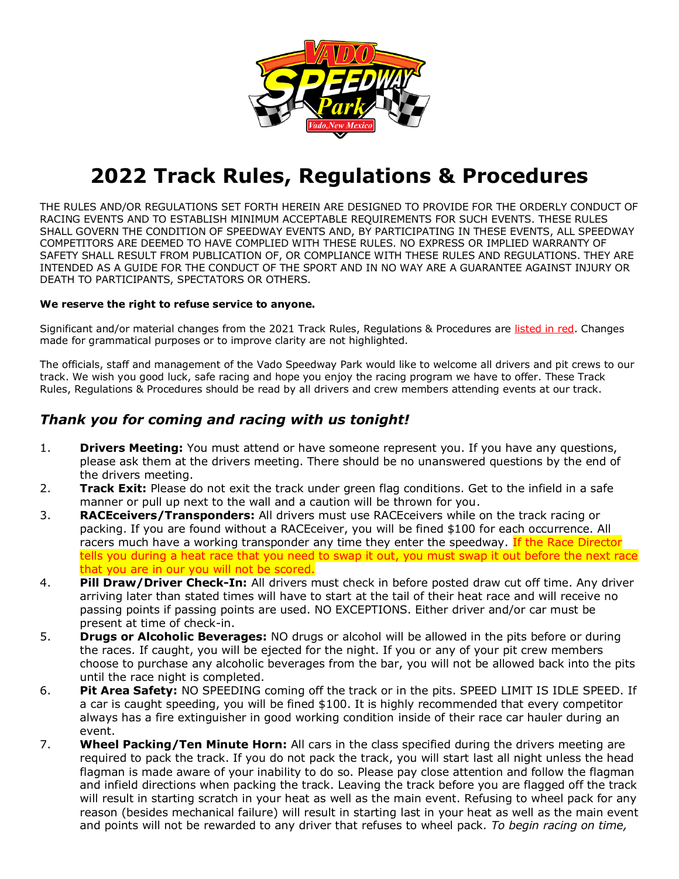# 2022 Track Rules, Regulations & Procedures

THE RULES AND/OR REGULATIONS SET FORTH HEREIN ARE DESIGNED TO PROVIDE FOR THE ORDERLY CONDUCT OF RACING EVENTS AND TO ESTABLISH MINIMUM ACCEPTABLE REQUIREMENTS FOR SUCH EVENTS. THESE RULES SHALL GOVERN THE CONDITION OF SPEEDWAY EVENTS AND, BY PARTICIPATING IN THESE EVENTS, ALL SPEEDWAY COMPETITORS ARE DEEMED TO HAVE COMPLIED WITH THESE RULES. NO EXPRESS OR IMPLIED WARRANTY OF SAFETY SHALL RESULT FROM PUBLICATION OF, OR COMPLIANCE WITH THESE RULES AND REGULATIONS. THEY ARE INTENDED AS A GUIDE FOR THE CONDUCT OF THE SPORT AND IN NO WAY ARE A GUARANTEE AGAINST INJURY OR DEATH TO PARTICIPANTS, SPECTATORS OR OTHERS.

**We reserve the right to refuse service to anyone.**

Significant and/or material changes from the 2021 Track Rules, Regulations & Procedures are listed in red. Changes made for grammatical purposes or to improve clarity are not highlighted.

The officials, staff and management of the Vado Speedway Park would like to welcome all drivers and pit crews to our track. We wish you good luck, safe racing and hope you enjoy the racing program we have to offer. These Track Rules, Regulations & Procedures should be read by all drivers and crew members attending events at our track.

## *Thank you for coming and racing with us tonight!*

1. **Drivers Meeting:** You must attend or have someone represent you. If you have any questions, please ask them at the drivers meeting. There should be no unanswered questions by the end of the drivers meeting.
2. **Track Exit:** Please do not exit the track under green flag conditions. Get to the infield in a safe manner or pull up next to the wall and a caution will be thrown for you.
3. **RACEceivers/Transponders:** All drivers must use RACEceivers while on the track racing or packing. If you are found without a RACEceiver, you will be fined $100 for each occurrence. All racers much have a working transponder any time they enter the speedway. If the Race Director tells you during a heat race that you need to swap it out, you must swap it out before the next race that you are in our you will not be scored.
4. **Pill Draw/Driver Check-In:** All drivers must check in before posted draw cut off time. Any driver arriving later than stated times will have to start at the tail of their heat race and will receive no passing points if passing points are used. NO EXCEPTIONS. Either driver and/or car must be present at time of check-in.
5. **Drugs or Alcoholic Beverages:** NO drugs or alcohol will be allowed in the pits before or during the races. If caught, you will be ejected for the night. If you or any of your pit crew members choose to purchase any alcoholic beverages from the bar, you will not be allowed back into the pits until the race night is completed.
6. **Pit Area Safety:** NO SPEEDING coming off the track or in the pits. SPEED LIMIT IS IDLE SPEED. If a car is caught speeding, you will be fined $100. It is highly recommended that every competitor always has a fire extinguisher in good working condition inside of their race car hauler during an event.
7. **Wheel Packing/Ten Minute Horn:** All cars in the class specified during the drivers meeting are required to pack the track. If you do not pack the track, you will start last all night unless the head flagman is made aware of your inability to do so. Please pay close attention and follow the flagman and infield directions when packing the track. Leaving the track before you are flagged off the track will result in starting scratch in your heat as well as the main event. Refusing to wheel pack for any reason (besides mechanical failure) will result in starting last in your heat as well as the main event and points will not be rewarded to any driver that refuses to wheel pack. *To begin racing on time,*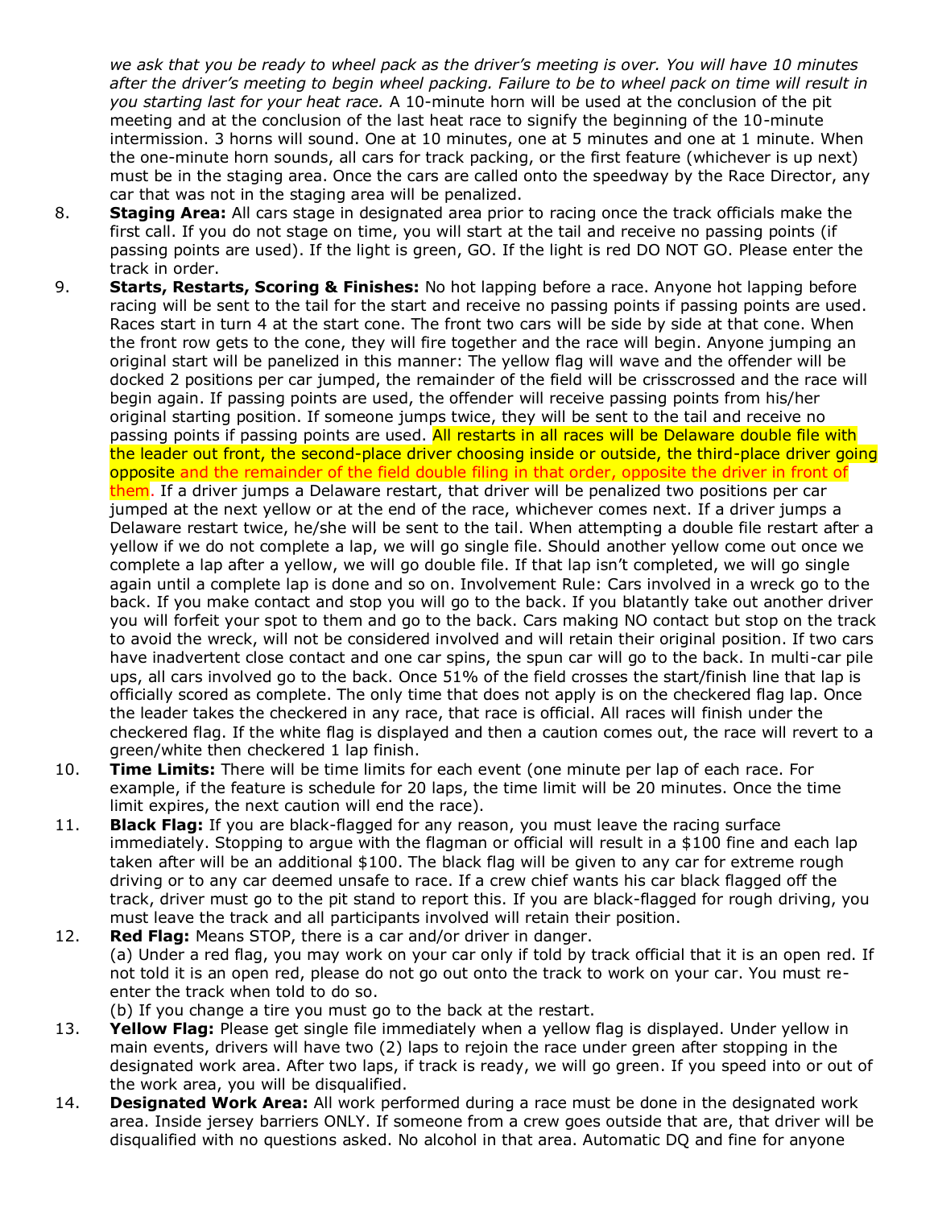*we ask that you be ready to wheel pack as the driver's meeting is over. You will have 10 minutes after the driver's meeting to begin wheel packing. Failure to be to wheel pack on time will result in you starting last for your heat race.* A 10-minute horn will be used at the conclusion of the pit meeting and at the conclusion of the last heat race to signify the beginning of the 10-minute intermission. 3 horns will sound. One at 10 minutes, one at 5 minutes and one at 1 minute. When the one-minute horn sounds, all cars for track packing, or the first feature (whichever is up next) must be in the staging area. Once the cars are called onto the speedway by the Race Director, any car that was not in the staging area will be penalized.

8. **Staging Area:** All cars stage in designated area prior to racing once the track officials make the first call. If you do not stage on time, you will start at the tail and receive no passing points (if passing points are used). If the light is green, GO. If the light is red DO NOT GO. Please enter the track in order.

9. **Starts, Restarts, Scoring & Finishes:** No hot lapping before a race. Anyone hot lapping before racing will be sent to the tail for the start and receive no passing points if passing points are used. Races start in turn 4 at the start cone. The front two cars will be side by side at that cone. When the front row gets to the cone, they will fire together and the race will begin. Anyone jumping an original start will be panelized in this manner: The yellow flag will wave and the offender will be docked 2 positions per car jumped, the remainder of the field will be crisscrossed and the race will begin again. If passing points are used, the offender will receive passing points from his/her original starting position. If someone jumps twice, they will be sent to the tail and receive no passing points if passing points are used. All restarts in all races will be Delaware double file with the leader out front, the second-place driver choosing inside or outside, the third-place driver going opposite and the remainder of the field double filing in that order, opposite the driver in front of them. If a driver jumps a Delaware restart, that driver will be penalized two positions per car jumped at the next yellow or at the end of the race, whichever comes next. If a driver jumps a Delaware restart twice, he/she will be sent to the tail. When attempting a double file restart after a yellow if we do not complete a lap, we will go single file. Should another yellow come out once we complete a lap after a yellow, we will go double file. If that lap isn't completed, we will go single again until a complete lap is done and so on. Involvement Rule: Cars involved in a wreck go to the back. If you make contact and stop you will go to the back. If you blatantly take out another driver you will forfeit your spot to them and go to the back. Cars making NO contact but stop on the track to avoid the wreck, will not be considered involved and will retain their original position. If two cars have inadvertent close contact and one car spins, the spun car will go to the back. In multi-car pile ups, all cars involved go to the back. Once 51% of the field crosses the start/finish line that lap is officially scored as complete. The only time that does not apply is on the checkered flag lap. Once the leader takes the checkered in any race, that race is official. All races will finish under the checkered flag. If the white flag is displayed and then a caution comes out, the race will revert to a green/white then checkered 1 lap finish.

10. **Time Limits:** There will be time limits for each event (one minute per lap of each race. For example, if the feature is schedule for 20 laps, the time limit will be 20 minutes. Once the time limit expires, the next caution will end the race).

11. **Black Flag:** If you are black-flagged for any reason, you must leave the racing surface immediately. Stopping to argue with the flagman or official will result in a $100 fine and each lap taken after will be an additional $100. The black flag will be given to any car for extreme rough driving or to any car deemed unsafe to race. If a crew chief wants his car black flagged off the track, driver must go to the pit stand to report this. If you are black-flagged for rough driving, you must leave the track and all participants involved will retain their position.

12. **Red Flag:** Means STOP, there is a car and/or driver in danger.
    (a) Under a red flag, you may work on your car only if told by track official that it is an open red. If not told it is an open red, please do not go out onto the track to work on your car. You must re-enter the track when told to do so.
    (b) If you change a tire you must go to the back at the restart.

13. **Yellow Flag:** Please get single file immediately when a yellow flag is displayed. Under yellow in main events, drivers will have two (2) laps to rejoin the race under green after stopping in the designated work area. After two laps, if track is ready, we will go green. If you speed into or out of the work area, you will be disqualified.

14. **Designated Work Area:** All work performed during a race must be done in the designated work area. Inside jersey barriers ONLY. If someone from a crew goes outside that are, that driver will be disqualified with no questions asked. No alcohol in that area. Automatic DQ and fine for anyone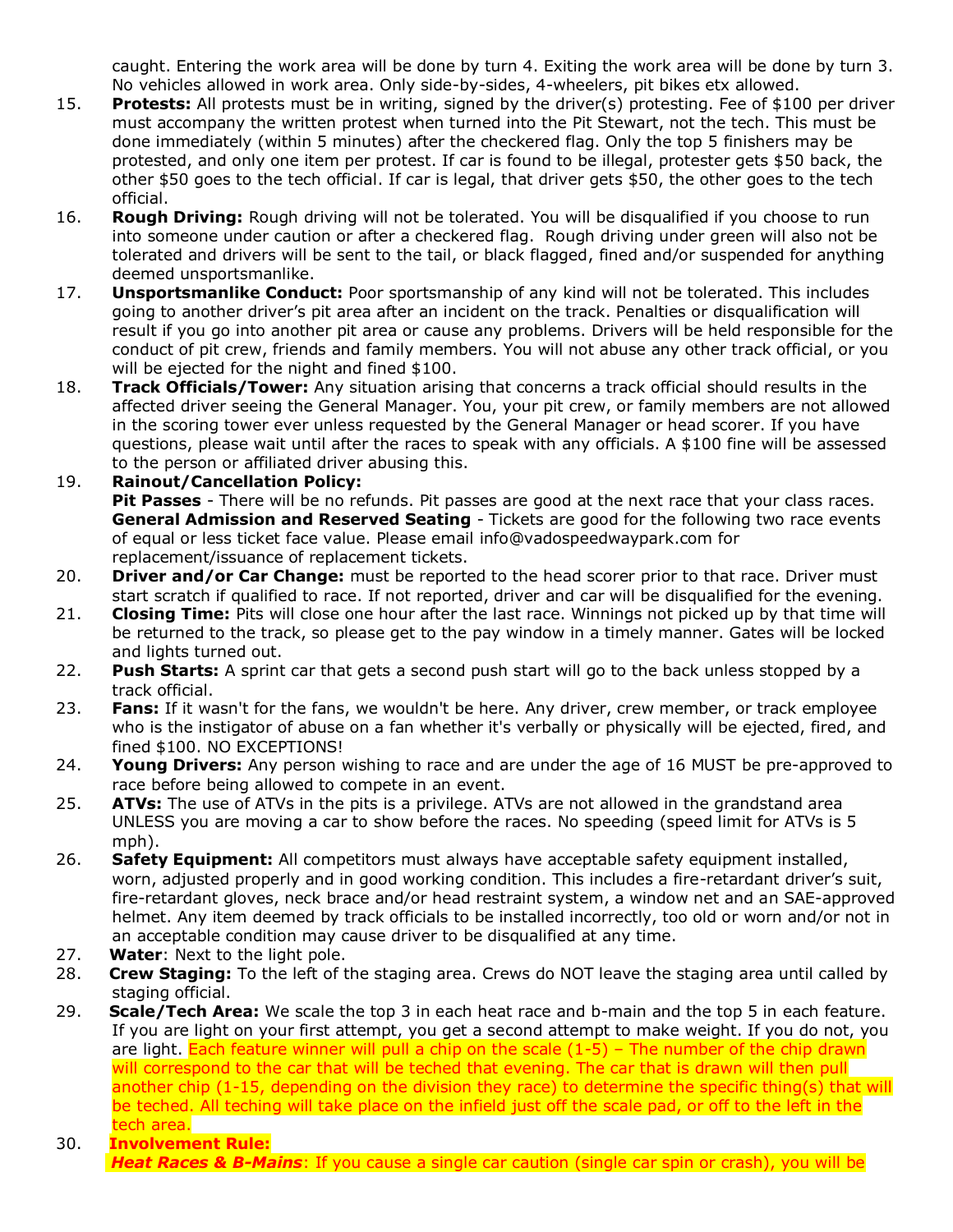caught. Entering the work area will be done by turn 4. Exiting the work area will be done by turn 3. No vehicles allowed in work area. Only side-by-sides, 4-wheelers, pit bikes etx allowed.

15. **Protests:** All protests must be in writing, signed by the driver(s) protesting. Fee of $100 per driver must accompany the written protest when turned into the Pit Stewart, not the tech. This must be done immediately (within 5 minutes) after the checkered flag. Only the top 5 finishers may be protested, and only one item per protest. If car is found to be illegal, protester gets $50 back, the other $50 goes to the tech official. If car is legal, that driver gets $50, the other goes to the tech official.
16. **Rough Driving:** Rough driving will not be tolerated. You will be disqualified if you choose to run into someone under caution or after a checkered flag. Rough driving under green will also not be tolerated and drivers will be sent to the tail, or black flagged, fined and/or suspended for anything deemed unsportsmanlike.
17. **Unsportsmanlike Conduct:** Poor sportsmanship of any kind will not be tolerated. This includes going to another driver's pit area after an incident on the track. Penalties or disqualification will result if you go into another pit area or cause any problems. Drivers will be held responsible for the conduct of pit crew, friends and family members. You will not abuse any other track official, or you will be ejected for the night and fined $100.
18. **Track Officials/Tower:** Any situation arising that concerns a track official should results in the affected driver seeing the General Manager. You, your pit crew, or family members are not allowed in the scoring tower ever unless requested by the General Manager or head scorer. If you have questions, please wait until after the races to speak with any officials. A $100 fine will be assessed to the person or affiliated driver abusing this.
19. **Rainout/Cancellation Policy:**
    **Pit Passes** - There will be no refunds. Pit passes are good at the next race that your class races.
    **General Admission and Reserved Seating** - Tickets are good for the following two race events of equal or less ticket face value. Please email info@vadospeedwaypark.com for replacement/issuance of replacement tickets.
20. **Driver and/or Car Change:** must be reported to the head scorer prior to that race. Driver must start scratch if qualified to race. If not reported, driver and car will be disqualified for the evening.
21. **Closing Time:** Pits will close one hour after the last race. Winnings not picked up by that time will be returned to the track, so please get to the pay window in a timely manner. Gates will be locked and lights turned out.
22. **Push Starts:** A sprint car that gets a second push start will go to the back unless stopped by a track official.
23. **Fans:** If it wasn't for the fans, we wouldn't be here. Any driver, crew member, or track employee who is the instigator of abuse on a fan whether it's verbally or physically will be ejected, fired, and fined $100. NO EXCEPTIONS!
24. **Young Drivers:** Any person wishing to race and are under the age of 16 MUST be pre-approved to race before being allowed to compete in an event.
25. **ATVs:** The use of ATVs in the pits is a privilege. ATVs are not allowed in the grandstand area UNLESS you are moving a car to show before the races. No speeding (speed limit for ATVs is 5 mph).
26. **Safety Equipment:** All competitors must always have acceptable safety equipment installed, worn, adjusted properly and in good working condition. This includes a fire-retardant driver's suit, fire-retardant gloves, neck brace and/or head restraint system, a window net and an SAE-approved helmet. Any item deemed by track officials to be installed incorrectly, too old or worn and/or not in an acceptable condition may cause driver to be disqualified at any time.
27. **Water**: Next to the light pole.
28. **Crew Staging:** To the left of the staging area. Crews do NOT leave the staging area until called by staging official.
29. **Scale/Tech Area:** We scale the top 3 in each heat race and b-main and the top 5 in each feature. If you are light on your first attempt, you get a second attempt to make weight. If you do not, you are light. Each feature winner will pull a chip on the scale (1-5) – The number of the chip drawn will correspond to the car that will be teched that evening. The car that is drawn will then pull another chip (1-15, depending on the division they race) to determine the specific thing(s) that will be teched. All teching will take place on the infield just off the scale pad, or off to the left in the tech area.
30. **Involvement Rule:**
    ***Heat Races & B-Mains***: If you cause a single car caution (single car spin or crash), you will be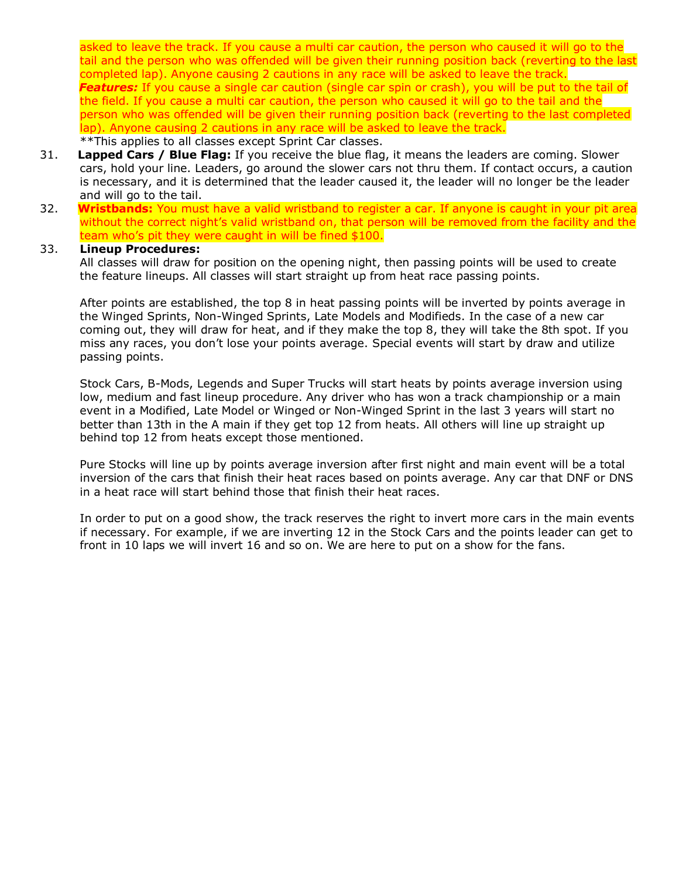asked to leave the track. If you cause a multi car caution, the person who caused it will go to the tail and the person who was offended will be given their running position back (reverting to the last completed lap). Anyone causing 2 cautions in any race will be asked to leave the track.
***Features:*** If you cause a single car caution (single car spin or crash), you will be put to the tail of the field. If you cause a multi car caution, the person who caused it will go to the tail and the person who was offended will be given their running position back (reverting to the last completed lap). Anyone causing 2 cautions in any race will be asked to leave the track.
**This applies to all classes except Sprint Car classes.

31. **Lapped Cars / Blue Flag:** If you receive the blue flag, it means the leaders are coming. Slower cars, hold your line. Leaders, go around the slower cars not thru them. If contact occurs, a caution is necessary, and it is determined that the leader caused it, the leader will no longer be the leader and will go to the tail.

32. **Wristbands:** You must have a valid wristband to register a car. If anyone is caught in your pit area without the correct night's valid wristband on, that person will be removed from the facility and the team who's pit they were caught in will be fined $100.

33. **Lineup Procedures:**
All classes will draw for position on the opening night, then passing points will be used to create the feature lineups. All classes will start straight up from heat race passing points.

After points are established, the top 8 in heat passing points will be inverted by points average in the Winged Sprints, Non-Winged Sprints, Late Models and Modifieds. In the case of a new car coming out, they will draw for heat, and if they make the top 8, they will take the 8th spot. If you miss any races, you don't lose your points average. Special events will start by draw and utilize passing points.

Stock Cars, B-Mods, Legends and Super Trucks will start heats by points average inversion using low, medium and fast lineup procedure. Any driver who has won a track championship or a main event in a Modified, Late Model or Winged or Non-Winged Sprint in the last 3 years will start no better than 13th in the A main if they get top 12 from heats. All others will line up straight up behind top 12 from heats except those mentioned.

Pure Stocks will line up by points average inversion after first night and main event will be a total inversion of the cars that finish their heat races based on points average. Any car that DNF or DNS in a heat race will start behind those that finish their heat races.

In order to put on a good show, the track reserves the right to invert more cars in the main events if necessary. For example, if we are inverting 12 in the Stock Cars and the points leader can get to front in 10 laps we will invert 16 and so on. We are here to put on a show for the fans.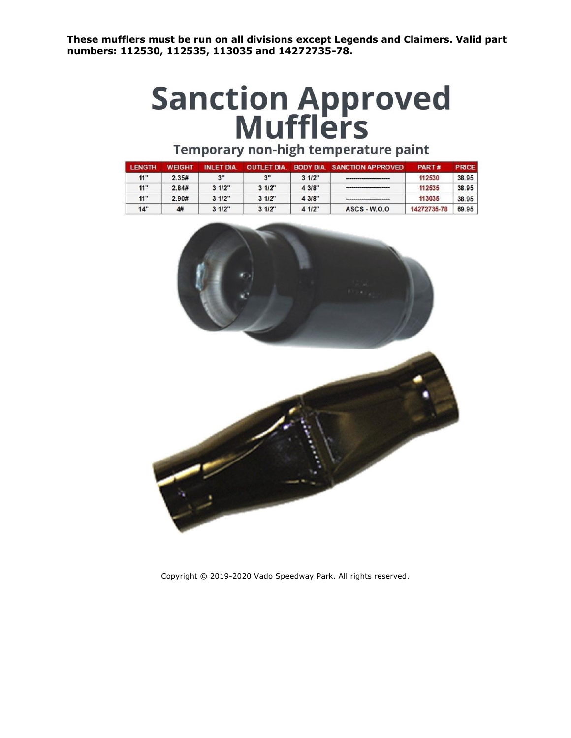**These mufflers must be run on all divisions except Legends and Claimers. Valid part numbers: 112530, 112535, 113035 and 14272735-78.**

# Sanction Approved Mufflers

## Temporary non-high temperature paint

| LENGTH | WEIGHT | INLET DIA. | OUTLET DIA. | BODY DIA. | SANCTION APPROVED | PART # | PRICE |
|---|---|---|---|---|---|---|---|
| 11" | 2.35# | 3" | 3" | 3 1/2" | --------------------- | 112530 | 38.95 |
| 11" | 2.84# | 3 1/2" | 3 1/2" | 4 3/8" | --------------------- | 112535 | 38.95 |
| 11" | 2.90# | 3 1/2" | 3 1/2" | 4 3/8" | --------------------- | 113035 | 38.95 |
| 14" | 4# | 3 1/2" | 3 1/2" | 4 1/2" | ASCS - W.O.O | 14272735-78 | 69.95 |